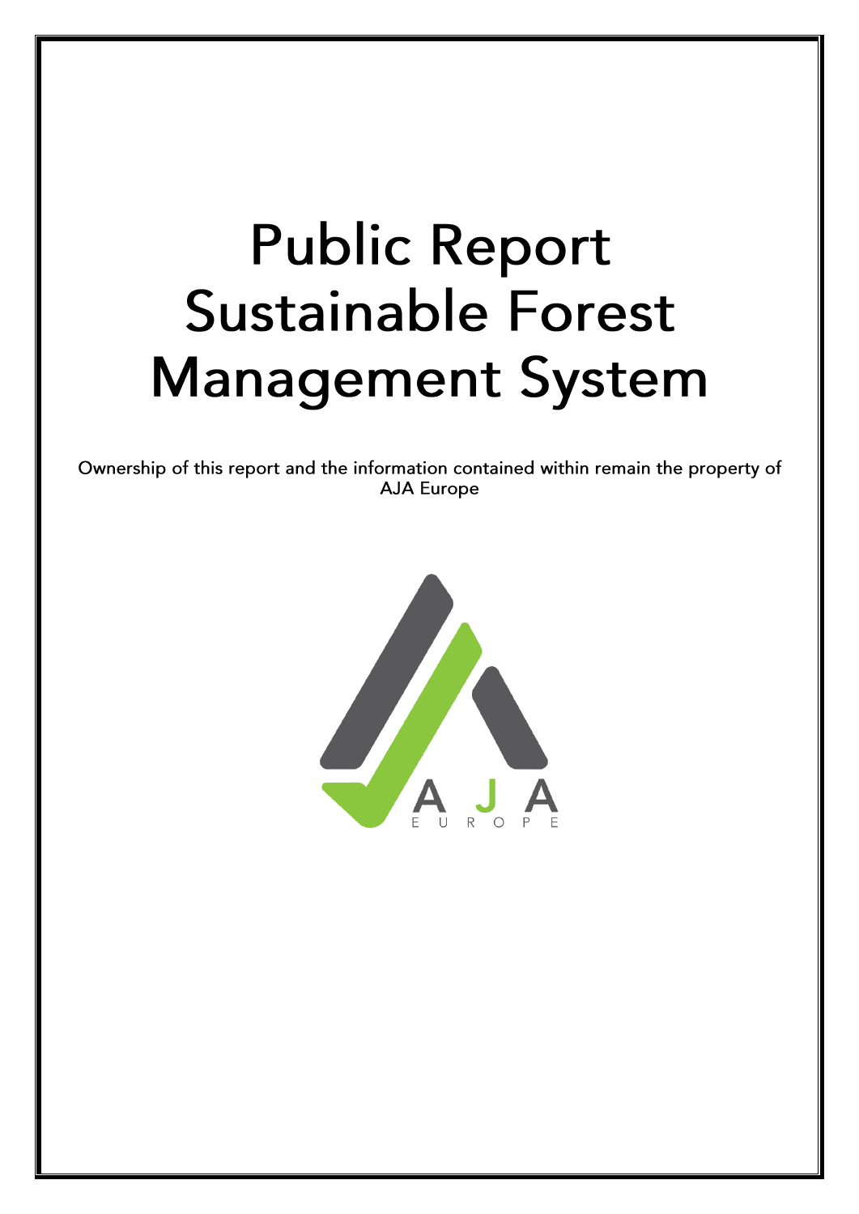# Public Report Sustainable Forest Management System

Ownership of this report and the information contained within remain the property of AJA Europe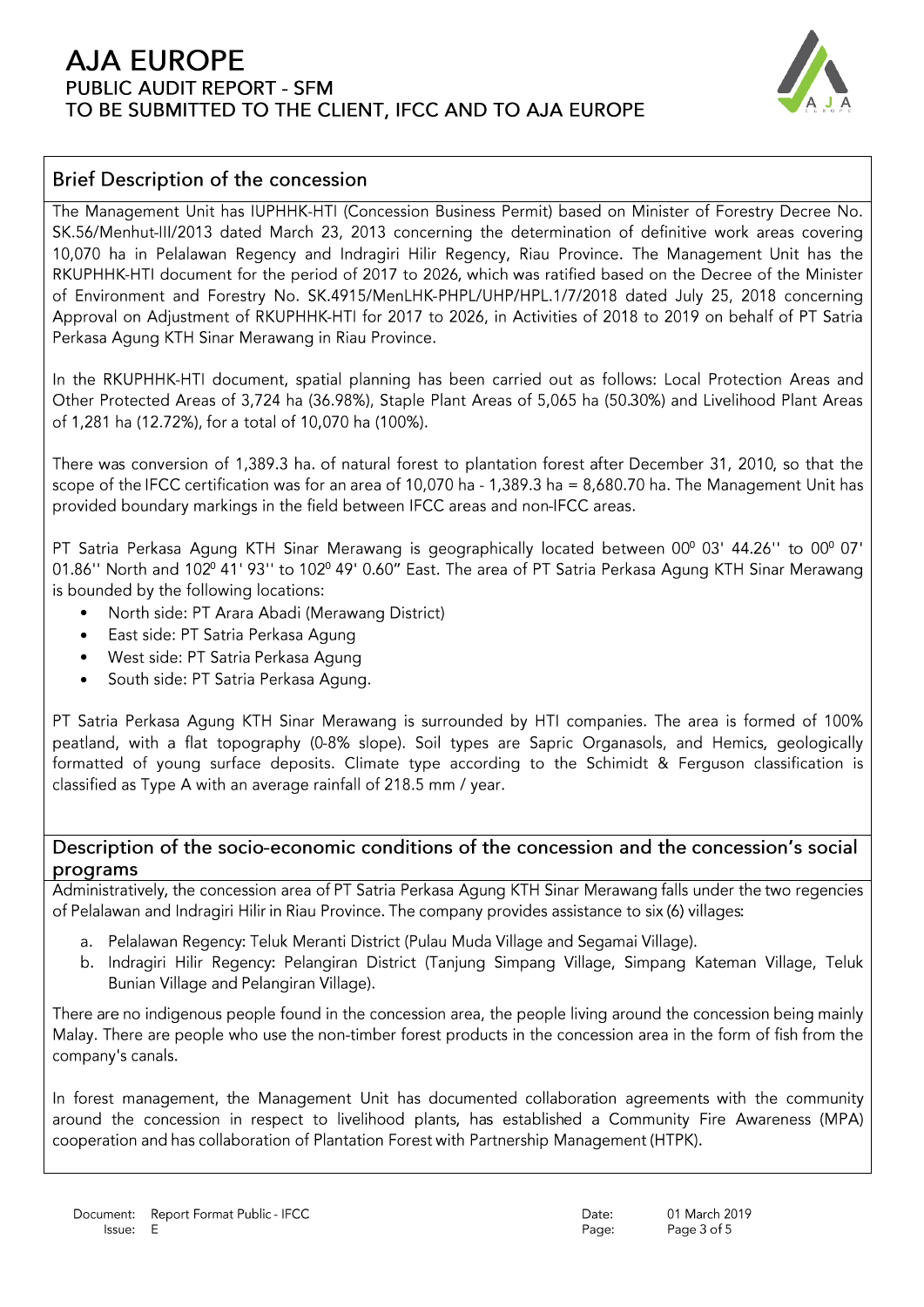## Brief Description of the concession

The Management Unit has IUPHHK-HTI (Concession Business Permit) based on Minister of Forestry Decree No. SK.56/Menhut-III/2013 dated March 23, 2013 concerning the determination of definitive work areas covering 10,070 ha in Pelalawan Regency and Indragiri Hilir Regency, Riau Province. The Management Unit has the RKUPHHK-HTI document for the period of 2017 to 2026, which was ratified based on the Decree of the Minister of Environment and Forestry No. SK.4915/MenLHK-PHPL/UHP/HPL.1/7/2018 dated July 25, 2018 concerning Approval on Adjustment of RKUPHHK-HTI for 2017 to 2026, in Activities of 2018 to 2019 on behalf of PT Satria Perkasa Agung KTH Sinar Merawang in Riau Province.

In the RKUPHHK-HTI document, spatial planning has been carried out as follows: Local Protection Areas and Other Protected Areas of 3,724 ha (36.98%), Staple Plant Areas of 5,065 ha (50.30%) and Livelihood Plant Areas of 1,281 ha (12.72%), for a total of 10,070 ha (100%).

There was conversion of 1,389.3 ha. of natural forest to plantation forest after December 31, 2010, so that the scope of the IFCC certification was for an area of 10,070 ha - 1,389.3 ha = 8,680.70 ha. The Management Unit has provided boundary markings in the field between IFCC areas and non-IFCC areas.

PT Satria Perkasa Agung KTH Sinar Merawang is geographically located between 00$^0$ 03' 44.26'' to 00$^0$ 07' 01.86'' North and 102$^0$ 41' 93'' to 102$^0$ 49' 0.60" East. The area of PT Satria Perkasa Agung KTH Sinar Merawang is bounded by the following locations:

- North side: PT Arara Abadi (Merawang District)
- East side: PT Satria Perkasa Agung
- West side: PT Satria Perkasa Agung
- South side: PT Satria Perkasa Agung.

PT Satria Perkasa Agung KTH Sinar Merawang is surrounded by HTI companies. The area is formed of 100% peatland, with a flat topography (0-8% slope). Soil types are Sapric Organasols, and Hemics, geologically formatted of young surface deposits. Climate type according to the Schimidt & Ferguson classification is classified as Type A with an average rainfall of 218.5 mm / year.

## Description of the socio-economic conditions of the concession and the concession's social programs

Administratively, the concession area of PT Satria Perkasa Agung KTH Sinar Merawang falls under the two regencies of Pelalawan and Indragiri Hilir in Riau Province. The company provides assistance to six (6) villages:

a. Pelalawan Regency: Teluk Meranti District (Pulau Muda Village and Segamai Village).
b. Indragiri Hilir Regency: Pelangiran District (Tanjung Simpang Village, Simpang Kateman Village, Teluk Bunian Village and Pelangiran Village).

There are no indigenous people found in the concession area, the people living around the concession being mainly Malay. There are people who use the non-timber forest products in the concession area in the form of fish from the company's canals.

In forest management, the Management Unit has documented collaboration agreements with the community around the concession in respect to livelihood plants, has established a Community Fire Awareness (MPA) cooperation and has collaboration of Plantation Forest with Partnership Management (HTPK).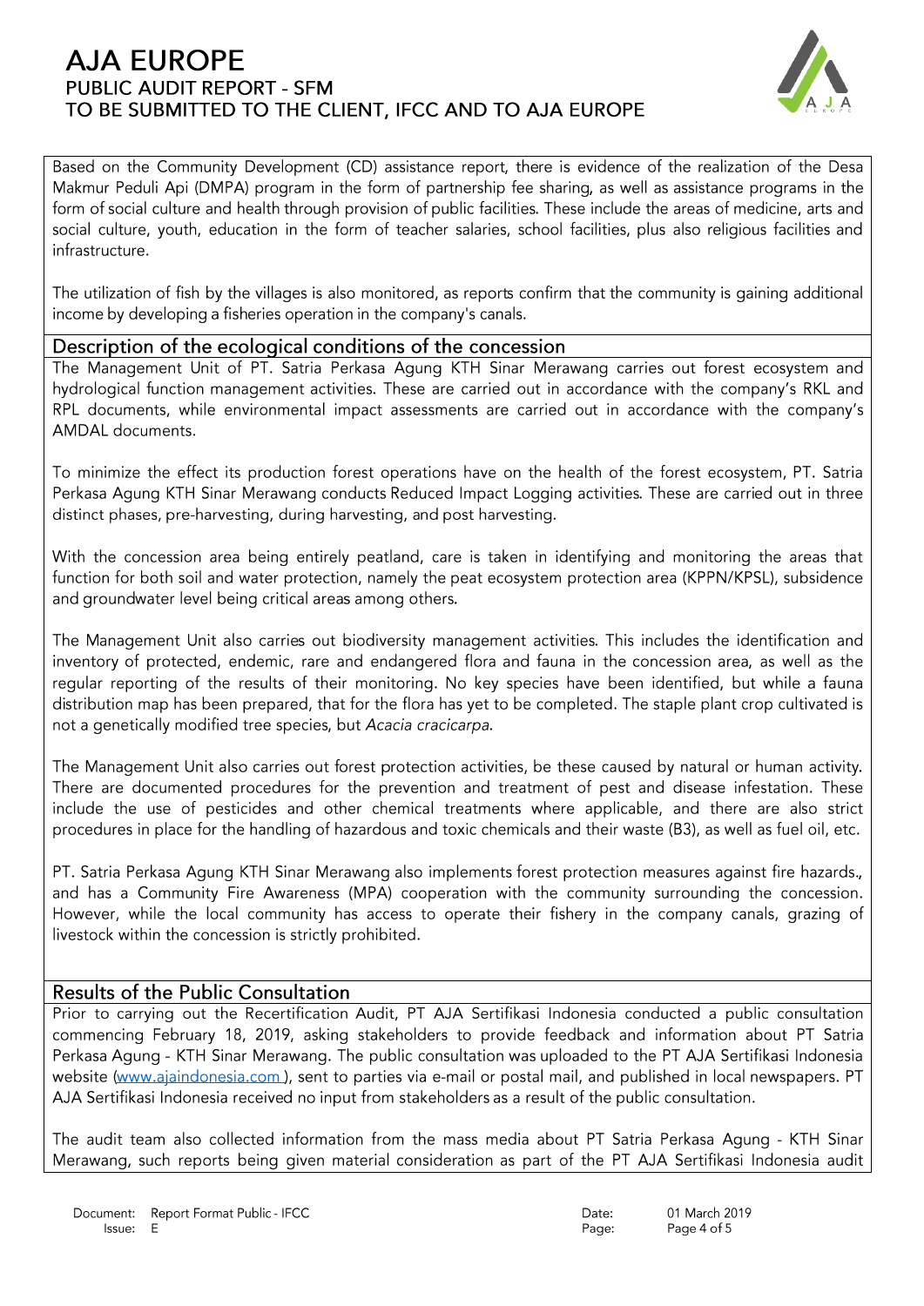Based on the Community Development (CD) assistance report, there is evidence of the realization of the Desa Makmur Peduli Api (DMPA) program in the form of partnership fee sharing, as well as assistance programs in the form of social culture and health through provision of public facilities. These include the areas of medicine, arts and social culture, youth, education in the form of teacher salaries, school facilities, plus also religious facilities and infrastructure.

The utilization of fish by the villages is also monitored, as reports confirm that the community is gaining additional income by developing a fisheries operation in the company's canals.

## Description of the ecological conditions of the concession

The Management Unit of PT. Satria Perkasa Agung KTH Sinar Merawang carries out forest ecosystem and hydrological function management activities. These are carried out in accordance with the company's RKL and RPL documents, while environmental impact assessments are carried out in accordance with the company's AMDAL documents.

To minimize the effect its production forest operations have on the health of the forest ecosystem, PT. Satria Perkasa Agung KTH Sinar Merawang conducts Reduced Impact Logging activities. These are carried out in three distinct phases, pre-harvesting, during harvesting, and post harvesting.

With the concession area being entirely peatland, care is taken in identifying and monitoring the areas that function for both soil and water protection, namely the peat ecosystem protection area (KPPN/KPSL), subsidence and groundwater level being critical areas among others.

The Management Unit also carries out biodiversity management activities. This includes the identification and inventory of protected, endemic, rare and endangered flora and fauna in the concession area, as well as the regular reporting of the results of their monitoring. No key species have been identified, but while a fauna distribution map has been prepared, that for the flora has yet to be completed. The staple plant crop cultivated is not a genetically modified tree species, but *Acacia cracicarpa*.

The Management Unit also carries out forest protection activities, be these caused by natural or human activity. There are documented procedures for the prevention and treatment of pest and disease infestation. These include the use of pesticides and other chemical treatments where applicable, and there are also strict procedures in place for the handling of hazardous and toxic chemicals and their waste (B3), as well as fuel oil, etc.

PT. Satria Perkasa Agung KTH Sinar Merawang also implements forest protection measures against fire hazards., and has a Community Fire Awareness (MPA) cooperation with the community surrounding the concession. However, while the local community has access to operate their fishery in the company canals, grazing of livestock within the concession is strictly prohibited.

## Results of the Public Consultation

Prior to carrying out the Recertification Audit, PT AJA Sertifikasi Indonesia conducted a public consultation commencing February 18, 2019, asking stakeholders to provide feedback and information about PT Satria Perkasa Agung - KTH Sinar Merawang. The public consultation was uploaded to the PT AJA Sertifikasi Indonesia website (www.ajaindonesia.com ), sent to parties via e-mail or postal mail, and published in local newspapers. PT AJA Sertifikasi Indonesia received no input from stakeholders as a result of the public consultation.

The audit team also collected information from the mass media about PT Satria Perkasa Agung - KTH Sinar Merawang, such reports being given material consideration as part of the PT AJA Sertifikasi Indonesia audit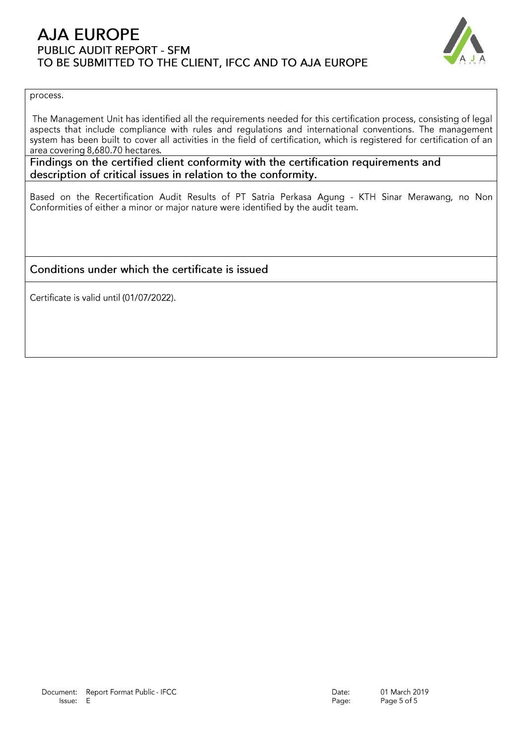process.

The Management Unit has identified all the requirements needed for this certification process, consisting of legal aspects that include compliance with rules and regulations and international conventions. The management system has been built to cover all activities in the field of certification, which is registered for certification of an area covering 8,680.70 hectares.

## Findings on the certified client conformity with the certification requirements and description of critical issues in relation to the conformity.

Based on the Recertification Audit Results of PT Satria Perkasa Agung - KTH Sinar Merawang, no Non Conformities of either a minor or major nature were identified by the audit team.

## Conditions under which the certificate is issued

Certificate is valid until (01/07/2022).